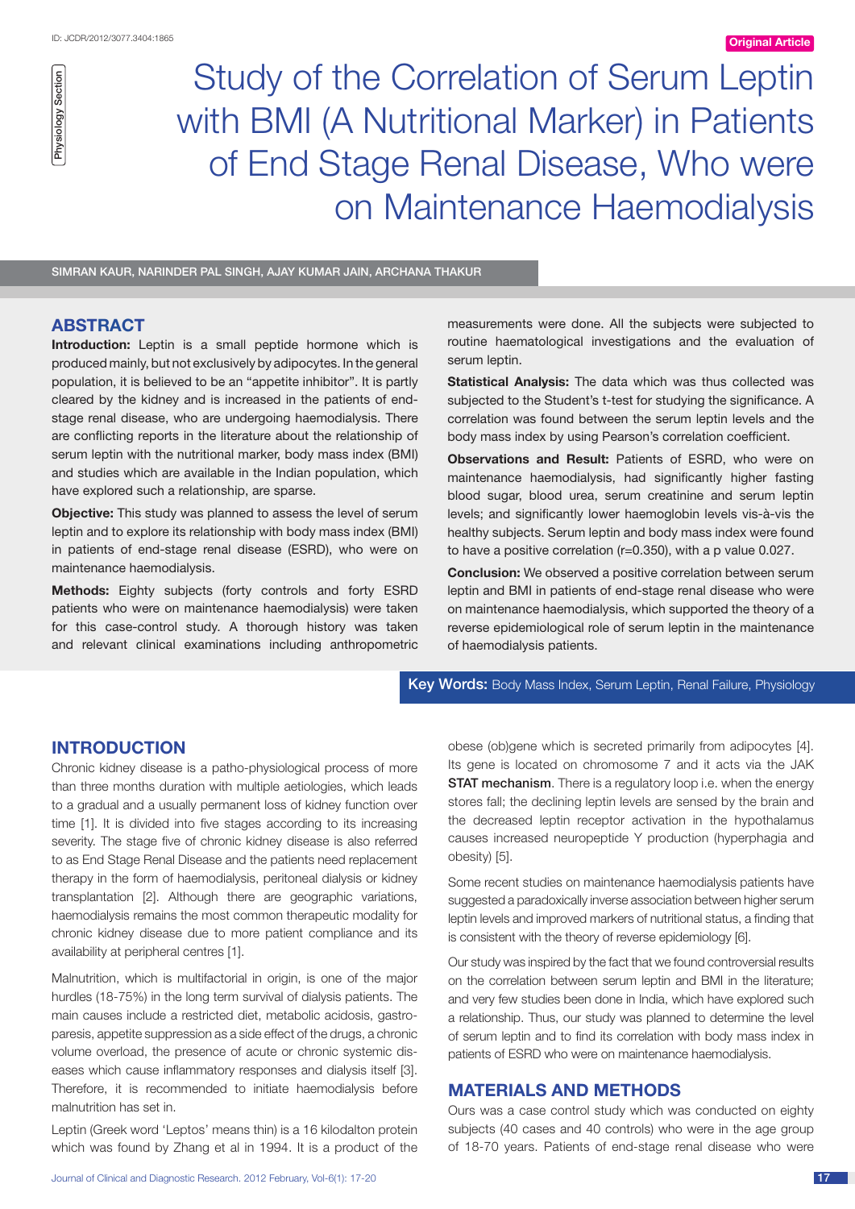Original Article

Physiology Section

# Study of the Correlation of Serum Leptin with BMI (A Nutritional Marker) in Patients of End Stage Renal Disease, Who were on Maintenance Haemodialysis

SIMRAN KAUR, NARINDER PAL SINGH, AJAY KUMAR JAIN, ARCHANA THAKUR

## ABSTRACT

**Introduction:** Leptin is a small peptide hormone which is produced mainly, but not exclusively by adipocytes. In the general population, it is believed to be an "appetite inhibitor". It is partly cleared by the kidney and is increased in the patients of end-stage renal disease, who are undergoing haemodialysis. There are conflicting reports in the literature about the relationship of serum leptin with the nutritional marker, body mass index (BMI) and studies which are available in the Indian population, which have explored such a relationship, are sparse.

**Objective:** This study was planned to assess the level of serum leptin and to explore its relationship with body mass index (BMI) in patients of end-stage renal disease (ESRD), who were on maintenance haemodialysis.

**Methods:** Eighty subjects (forty controls and forty ESRD patients who were on maintenance haemodialysis) were taken for this case-control study. A thorough history was taken and relevant clinical examinations including anthropometric measurements were done. All the subjects were subjected to routine haematological investigations and the evaluation of serum leptin.

**Statistical Analysis:** The data which was thus collected was subjected to the Student's t-test for studying the significance. A correlation was found between the serum leptin levels and the body mass index by using Pearson's correlation coefficient.

**Observations and Result:** Patients of ESRD, who were on maintenance haemodialysis, had significantly higher fasting blood sugar, blood urea, serum creatinine and serum leptin levels; and significantly lower haemoglobin levels vis-à-vis the healthy subjects. Serum leptin and body mass index were found to have a positive correlation (r=0.350), with a p value 0.027.

**Conclusion:** We observed a positive correlation between serum leptin and BMI in patients of end-stage renal disease who were on maintenance haemodialysis, which supported the theory of a reverse epidemiological role of serum leptin in the maintenance of haemodialysis patients.

**Key Words:** Body Mass Index, Serum Leptin, Renal Failure, Physiology

## INTRODUCTION

Chronic kidney disease is a patho-physiological process of more than three months duration with multiple aetiologies, which leads to a gradual and a usually permanent loss of kidney function over time [1]. It is divided into five stages according to its increasing severity. The stage five of chronic kidney disease is also referred to as End Stage Renal Disease and the patients need replacement therapy in the form of haemodialysis, peritoneal dialysis or kidney transplantation [2]. Although there are geographic variations, haemodialysis remains the most common therapeutic modality for chronic kidney disease due to more patient compliance and its availability at peripheral centres [1].

Malnutrition, which is multifactorial in origin, is one of the major hurdles (18-75%) in the long term survival of dialysis patients. The main causes include a restricted diet, metabolic acidosis, gastro-paresis, appetite suppression as a side effect of the drugs, a chronic volume overload, the presence of acute or chronic systemic diseases which cause inflammatory responses and dialysis itself [3]. Therefore, it is recommended to initiate haemodialysis before malnutrition has set in.

Leptin (Greek word 'Leptos' means thin) is a 16 kilodalton protein which was found by Zhang et al in 1994. It is a product of the obese (ob)gene which is secreted primarily from adipocytes [4]. Its gene is located on chromosome 7 and it acts via the JAK **STAT mechanism**. There is a regulatory loop i.e. when the energy stores fall; the declining leptin levels are sensed by the brain and the decreased leptin receptor activation in the hypothalamus causes increased neuropeptide Y production (hyperphagia and obesity) [5].

Some recent studies on maintenance haemodialysis patients have suggested a paradoxically inverse association between higher serum leptin levels and improved markers of nutritional status, a finding that is consistent with the theory of reverse epidemiology [6].

Our study was inspired by the fact that we found controversial results on the correlation between serum leptin and BMI in the literature; and very few studies been done in India, which have explored such a relationship. Thus, our study was planned to determine the level of serum leptin and to find its correlation with body mass index in patients of ESRD who were on maintenance haemodialysis.

## MATERIALS AND METHODS

Ours was a case control study which was conducted on eighty subjects (40 cases and 40 controls) who were in the age group of 18-70 years. Patients of end-stage renal disease who were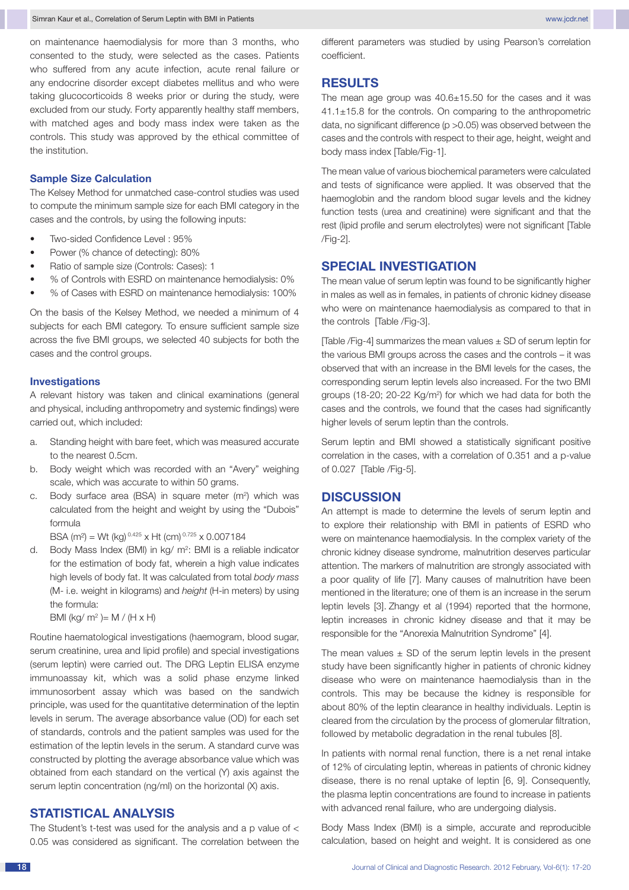on maintenance haemodialysis for more than 3 months, who consented to the study, were selected as the cases. Patients who suffered from any acute infection, acute renal failure or any endocrine disorder except diabetes mellitus and who were taking glucocorticoids 8 weeks prior or during the study, were excluded from our study. Forty apparently healthy staff members, with matched ages and body mass index were taken as the controls. This study was approved by the ethical committee of the institution.

### Sample Size Calculation

The Kelsey Method for unmatched case-control studies was used to compute the minimum sample size for each BMI category in the cases and the controls, by using the following inputs:

- Two-sided Confidence Level : 95%
- Power (% chance of detecting): 80%
- Ratio of sample size (Controls: Cases): 1
- % of Controls with ESRD on maintenance hemodialysis: 0%
- % of Cases with ESRD on maintenance hemodialysis: 100%

On the basis of the Kelsey Method, we needed a minimum of 4 subjects for each BMI category. To ensure sufficient sample size across the five BMI groups, we selected 40 subjects for both the cases and the control groups.

### Investigations

A relevant history was taken and clinical examinations (general and physical, including anthropometry and systemic findings) were carried out, which included:

a. Standing height with bare feet, which was measured accurate to the nearest 0.5cm.
b. Body weight which was recorded with an "Avery" weighing scale, which was accurate to within 50 grams.
c. Body surface area (BSA) in square meter ($m^2$) which was calculated from the height and weight by using the "Dubois" formula

   BSA ($m^2$) = Wt (kg) $^{0.425}$ x Ht (cm) $^{0.725}$ x 0.007184
d. Body Mass Index (BMI) in kg/ $m^2$: BMI is a reliable indicator for the estimation of body fat, wherein a high value indicates high levels of body fat. It was calculated from total *body mass* (M- i.e. weight in kilograms) and *height* (H-in meters) by using the formula:

   BMI (kg/ $m^2$ )= M / (H x H)

Routine haematological investigations (haemogram, blood sugar, serum creatinine, urea and lipid profile) and special investigations (serum leptin) were carried out. The DRG Leptin ELISA enzyme immunoassay kit, which was a solid phase enzyme linked immunosorbent assay which was based on the sandwich principle, was used for the quantitative determination of the leptin levels in serum. The average absorbance value (OD) for each set of standards, controls and the patient samples was used for the estimation of the leptin levels in the serum. A standard curve was constructed by plotting the average absorbance value which was obtained from each standard on the vertical (Y) axis against the serum leptin concentration (ng/ml) on the horizontal (X) axis.

## STATISTICAL ANALYSIS

The Student's t-test was used for the analysis and a p value of < 0.05 was considered as significant. The correlation between the different parameters was studied by using Pearson's correlation coefficient.

## RESULTS

The mean age group was 40.6±15.50 for the cases and it was 41.1±15.8 for the controls. On comparing to the anthropometric data, no significant difference (p >0.05) was observed between the cases and the controls with respect to their age, height, weight and body mass index [Table/Fig-1].

The mean value of various biochemical parameters were calculated and tests of significance were applied. It was observed that the haemoglobin and the random blood sugar levels and the kidney function tests (urea and creatinine) were significant and that the rest (lipid profile and serum electrolytes) were not significant [Table /Fig-2].

## SPECIAL INVESTIGATION

The mean value of serum leptin was found to be significantly higher in males as well as in females, in patients of chronic kidney disease who were on maintenance haemodialysis as compared to that in the controls [Table /Fig-3].

[Table /Fig-4] summarizes the mean values ± SD of serum leptin for the various BMI groups across the cases and the controls – it was observed that with an increase in the BMI levels for the cases, the corresponding serum leptin levels also increased. For the two BMI groups (18-20; 20-22 Kg/$m^2$) for which we had data for both the cases and the controls, we found that the cases had significantly higher levels of serum leptin than the controls.

Serum leptin and BMI showed a statistically significant positive correlation in the cases, with a correlation of 0.351 and a p-value of 0.027 [Table /Fig-5].

## DISCUSSION

An attempt is made to determine the levels of serum leptin and to explore their relationship with BMI in patients of ESRD who were on maintenance haemodialysis. In the complex variety of the chronic kidney disease syndrome, malnutrition deserves particular attention. The markers of malnutrition are strongly associated with a poor quality of life [7]. Many causes of malnutrition have been mentioned in the literature; one of them is an increase in the serum leptin levels [3]. Zhangy et al (1994) reported that the hormone, leptin increases in chronic kidney disease and that it may be responsible for the "Anorexia Malnutrition Syndrome" [4].

The mean values ± SD of the serum leptin levels in the present study have been significantly higher in patients of chronic kidney disease who were on maintenance haemodialysis than in the controls. This may be because the kidney is responsible for about 80% of the leptin clearance in healthy individuals. Leptin is cleared from the circulation by the process of glomerular filtration, followed by metabolic degradation in the renal tubules [8].

In patients with normal renal function, there is a net renal intake of 12% of circulating leptin, whereas in patients of chronic kidney disease, there is no renal uptake of leptin [6, 9]. Consequently, the plasma leptin concentrations are found to increase in patients with advanced renal failure, who are undergoing dialysis.

Body Mass Index (BMI) is a simple, accurate and reproducible calculation, based on height and weight. It is considered as one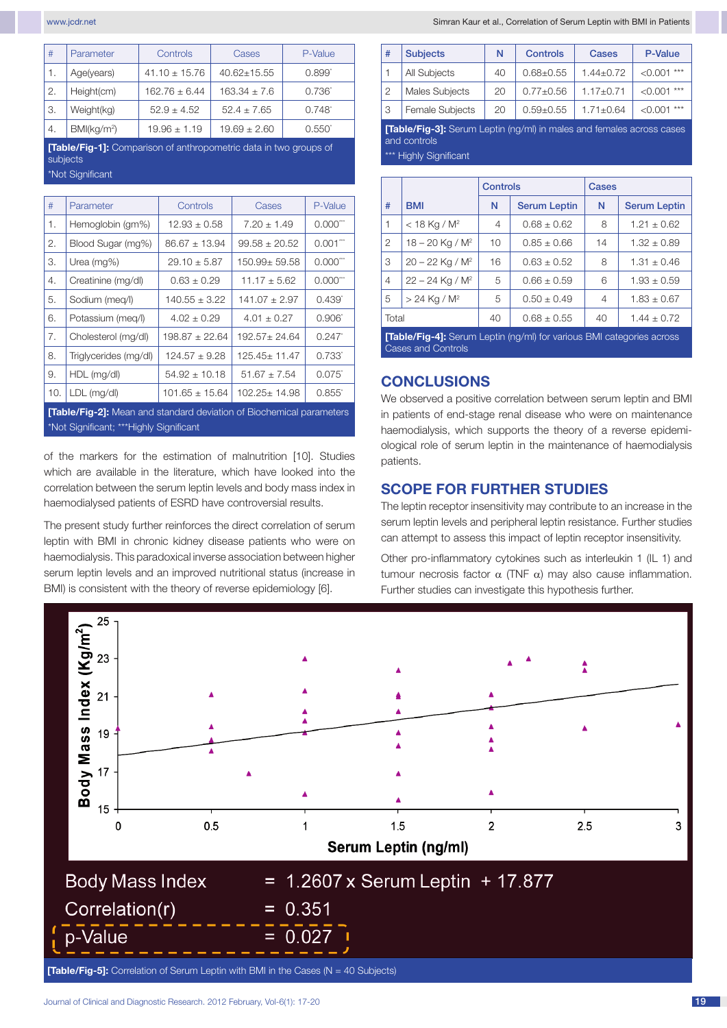| # | Parameter | Controls | Cases | P-Value |
|---|---|---|---|---|
| 1. | Age(years) | 41.10 ± 15.76 | 40.62±15.55 | 0.899* |
| 2. | Height(cm) | 162.76 ± 6.44 | 163.34 ± 7.6 | 0.736* |
| 3. | Weight(kg) | 52.9 ± 4.52 | 52.4 ± 7.65 | 0.748* |
| 4. | BMI($kg/m^2$) | 19.96 ± 1.19 | 19.69 ± 2.60 | 0.550* |

**[Table/Fig-1]:** Comparison of anthropometric data in two groups of subjects
*Not Significant

| # | Parameter | Controls | Cases | P-Value |
|---|---|---|---|---|
| 1. | Hemoglobin (gm%) | 12.93 ± 0.58 | 7.20 ± 1.49 | 0.000*** |
| 2. | Blood Sugar (mg%) | 86.67 ± 13.94 | 99.58 ± 20.52 | 0.001*** |
| 3. | Urea (mg%) | 29.10 ± 5.87 | 150.99± 59.58 | 0.000*** |
| 4. | Creatinine (mg/dl) | 0.63 ± 0.29 | 11.17 ± 5.62 | 0.000*** |
| 5. | Sodium (meq/l) | 140.55 ± 3.22 | 141.07 ± 2.97 | 0.439* |
| 6. | Potassium (meq/l) | 4.02 ± 0.29 | 4.01 ± 0.27 | 0.906* |
| 7. | Cholesterol (mg/dl) | 198.87 ± 22.64 | 192.57± 24.64 | 0.247* |
| 8. | Triglycerides (mg/dl) | 124.57 ± 9.28 | 125.45± 11.47 | 0.733* |
| 9. | HDL (mg/dl) | 54.92 ± 10.18 | 51.67 ± 7.54 | 0.075* |
| 10. | LDL (mg/dl) | 101.65 ± 15.64 | 102.25± 14.98 | 0.855* |

**[Table/Fig-2]:** Mean and standard deviation of Biochemical parameters
*Not Significant; ***Highly Significant

of the markers for the estimation of malnutrition [10]. Studies which are available in the literature, which have looked into the correlation between the serum leptin levels and body mass index in haemodialysed patients of ESRD have controversial results.

The present study further reinforces the direct correlation of serum leptin with BMI in chronic kidney disease patients who were on haemodialysis. This paradoxical inverse association between higher serum leptin levels and an improved nutritional status (increase in BMI) is consistent with the theory of reverse epidemiology [6].

| # | Subjects | N | Controls | Cases | P-Value |
|---|---|---|---|---|---|
| 1 | All Subjects | 40 | 0.68±0.55 | 1.44±0.72 | <0.001 *** |
| 2 | Males Subjects | 20 | 0.77±0.56 | 1.17±0.71 | <0.001 *** |
| 3 | Female Subjects | 20 | 0.59±0.55 | 1.71±0.64 | <0.001 *** |

**[Table/Fig-3]:** Serum Leptin (ng/ml) in males and females across cases and controls
*** Highly Significant

| | | Controls | | Cases | |
|---|---|---|---|---|---|
| # | BMI | N | Serum Leptin | N | Serum Leptin |
| 1 | < 18 Kg / $M^2$ | 4 | 0.68 ± 0.62 | 8 | 1.21 ± 0.62 |
| 2 | 18 – 20 Kg / $M^2$ | 10 | 0.85 ± 0.66 | 14 | 1.32 ± 0.89 |
| 3 | 20 – 22 Kg / $M^2$ | 16 | 0.63 ± 0.52 | 8 | 1.31 ± 0.46 |
| 4 | 22 – 24 Kg / $M^2$ | 5 | 0.66 ± 0.59 | 6 | 1.93 ± 0.59 |
| 5 | > 24 Kg / $M^2$ | 5 | 0.50 ± 0.49 | 4 | 1.83 ± 0.67 |
| Total | | 40 | 0.68 ± 0.55 | 40 | 1.44 ± 0.72 |

**[Table/Fig-4]:** Serum Leptin (ng/ml) for various BMI categories across Cases and Controls

## CONCLUSIONS

We observed a positive correlation between serum leptin and BMI in patients of end-stage renal disease who were on maintenance haemodialysis, which supports the theory of a reverse epidemiological role of serum leptin in the maintenance of haemodialysis patients.

## SCOPE FOR FURTHER STUDIES

The leptin receptor insensitivity may contribute to an increase in the serum leptin levels and peripheral leptin resistance. Further studies can attempt to assess this impact of leptin receptor insensitivity.

Other pro-inflammatory cytokines such as interleukin 1 (IL 1) and tumour necrosis factor α (TNF α) may also cause inflammation. Further studies can investigate this hypothesis further.

Body Mass Index = 1.2607 x Serum Leptin + 17.877
Correlation(r) = 0.351
p-Value = 0.027

**[Table/Fig-5]:** Correlation of Serum Leptin with BMI in the Cases (N = 40 Subjects)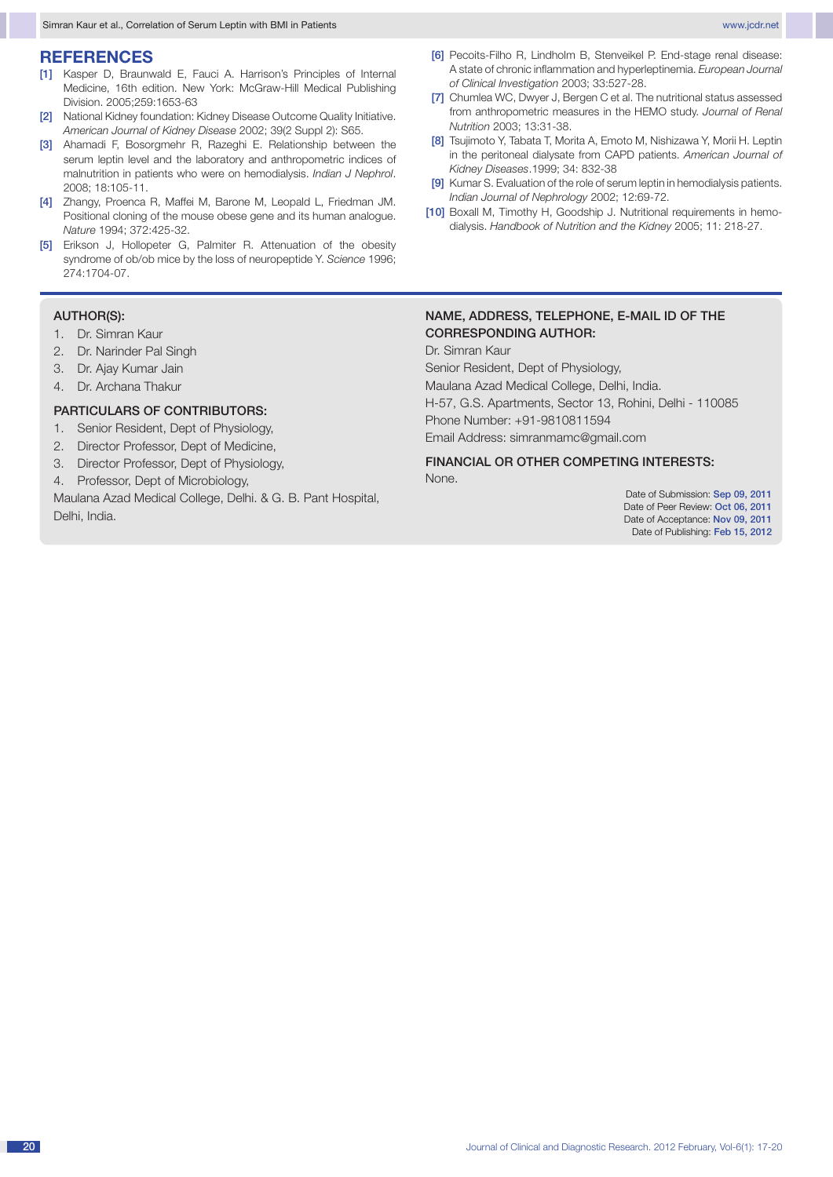## REFERENCES

[1] Kasper D, Braunwald E, Fauci A. Harrison's Principles of Internal Medicine, 16th edition. New York: McGraw-Hill Medical Publishing Division. 2005;259:1653-63

[2] National Kidney foundation: Kidney Disease Outcome Quality Initiative. *American Journal of Kidney Disease* 2002; 39(2 Suppl 2): S65.

[3] Ahamadi F, Bosorgmehr R, Razeghi E. Relationship between the serum leptin level and the laboratory and anthropometric indices of malnutrition in patients who were on hemodialysis. *Indian J Nephrol*. 2008; 18:105-11.

[4] Zhangy, Proenca R, Maffei M, Barone M, Leopald L, Friedman JM. Positional cloning of the mouse obese gene and its human analogue. *Nature* 1994; 372:425-32.

[5] Erikson J, Hollopeter G, Palmiter R. Attenuation of the obesity syndrome of ob/ob mice by the loss of neuropeptide Y. *Science* 1996; 274:1704-07.

[6] Pecoits-Filho R, Lindholm B, Stenveikel P. End-stage renal disease: A state of chronic inflammation and hyperleptinemia. *European Journal of Clinical Investigation* 2003; 33:527-28.

[7] Chumlea WC, Dwyer J, Bergen C et al. The nutritional status assessed from anthropometric measures in the HEMO study. *Journal of Renal Nutrition* 2003; 13:31-38.

[8] Tsujimoto Y, Tabata T, Morita A, Emoto M, Nishizawa Y, Morii H. Leptin in the peritoneal dialysate from CAPD patients. *American Journal of Kidney Diseases*.1999; 34: 832-38

[9] Kumar S. Evaluation of the role of serum leptin in hemodialysis patients. *Indian Journal of Nephrology* 2002; 12:69-72.

[10] Boxall M, Timothy H, Goodship J. Nutritional requirements in hemodialysis. *Handbook of Nutrition and the Kidney* 2005; 11: 218-27.

### AUTHOR(S):

1. Dr. Simran Kaur
2. Dr. Narinder Pal Singh
3. Dr. Ajay Kumar Jain
4. Dr. Archana Thakur

### PARTICULARS OF CONTRIBUTORS:

1. Senior Resident, Dept of Physiology,
2. Director Professor, Dept of Medicine,
3. Director Professor, Dept of Physiology,
4. Professor, Dept of Microbiology,

Maulana Azad Medical College, Delhi. & G. B. Pant Hospital, Delhi, India.

### NAME, ADDRESS, TELEPHONE, E-MAIL ID OF THE CORRESPONDING AUTHOR:

Dr. Simran Kaur
Senior Resident, Dept of Physiology,
Maulana Azad Medical College, Delhi, India.
H-57, G.S. Apartments, Sector 13, Rohini, Delhi - 110085
Phone Number: +91-9810811594
Email Address: simranmamc@gmail.com

### FINANCIAL OR OTHER COMPETING INTERESTS:

None.

Date of Submission: Sep 09, 2011
Date of Peer Review: Oct 06, 2011
Date of Acceptance: Nov 09, 2011
Date of Publishing: Feb 15, 2012